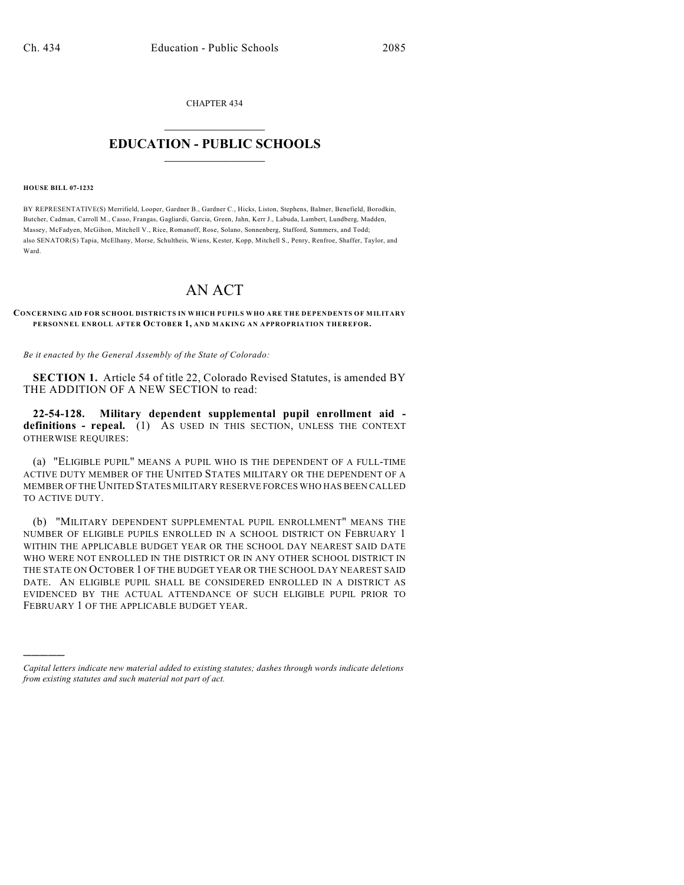CHAPTER 434

# EDUCATION - PUBLIC SCHOOLS

**HOUSE BILL 07-1232**

BY REPRESENTATIVE(S) Merrifield, Looper, Gardner B., Gardner C., Hicks, Liston, Stephens, Balmer, Benefield, Borodkin, Butcher, Cadman, Carroll M., Casso, Frangas, Gagliardi, Garcia, Green, Jahn, Kerr J., Labuda, Lambert, Lundberg, Madden, Massey, McFadyen, McGihon, Mitchell V., Rice, Romanoff, Rose, Solano, Sonnenberg, Stafford, Summers, and Todd; also SENATOR(S) Tapia, McElhany, Morse, Schultheis, Wiens, Kester, Kopp, Mitchell S., Penry, Renfroe, Shaffer, Taylor, and Ward.

# AN ACT

**CONCERNING AID FOR SCHOOL DISTRICTS IN WHICH PUPILS WHO ARE THE DEPENDENTS OF MILITARY PERSONNEL ENROLL AFTER OCTOBER 1, AND MAKING AN APPROPRIATION THEREFOR.**

*Be it enacted by the General Assembly of the State of Colorado:*

**SECTION 1.** Article 54 of title 22, Colorado Revised Statutes, is amended BY THE ADDITION OF A NEW SECTION to read:

**22-54-128. Military dependent supplemental pupil enrollment aid - definitions - repeal.** (1) AS USED IN THIS SECTION, UNLESS THE CONTEXT OTHERWISE REQUIRES:

(a) "ELIGIBLE PUPIL" MEANS A PUPIL WHO IS THE DEPENDENT OF A FULL-TIME ACTIVE DUTY MEMBER OF THE UNITED STATES MILITARY OR THE DEPENDENT OF A MEMBER OF THE UNITED STATES MILITARY RESERVE FORCES WHO HAS BEEN CALLED TO ACTIVE DUTY.

(b) "MILITARY DEPENDENT SUPPLEMENTAL PUPIL ENROLLMENT" MEANS THE NUMBER OF ELIGIBLE PUPILS ENROLLED IN A SCHOOL DISTRICT ON FEBRUARY 1 WITHIN THE APPLICABLE BUDGET YEAR OR THE SCHOOL DAY NEAREST SAID DATE WHO WERE NOT ENROLLED IN THE DISTRICT OR IN ANY OTHER SCHOOL DISTRICT IN THE STATE ON OCTOBER 1 OF THE BUDGET YEAR OR THE SCHOOL DAY NEAREST SAID DATE. AN ELIGIBLE PUPIL SHALL BE CONSIDERED ENROLLED IN A DISTRICT AS EVIDENCED BY THE ACTUAL ATTENDANCE OF SUCH ELIGIBLE PUPIL PRIOR TO FEBRUARY 1 OF THE APPLICABLE BUDGET YEAR.

---

*Capital letters indicate new material added to existing statutes; dashes through words indicate deletions from existing statutes and such material not part of act.*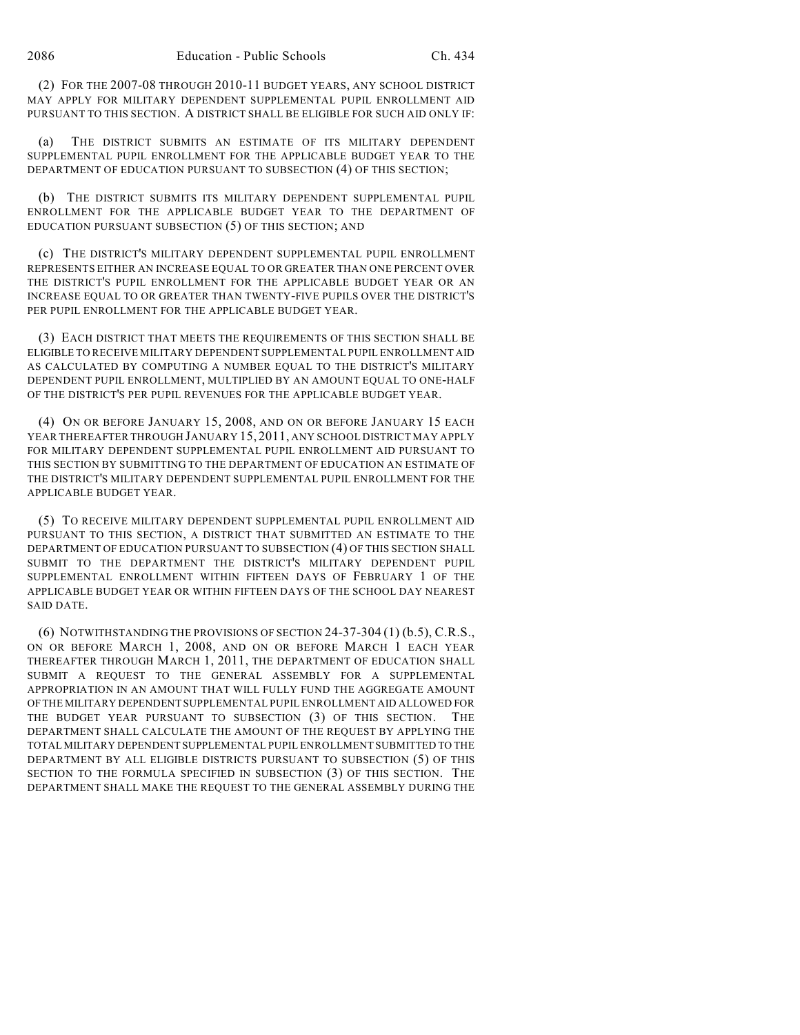(2) FOR THE 2007-08 THROUGH 2010-11 BUDGET YEARS, ANY SCHOOL DISTRICT MAY APPLY FOR MILITARY DEPENDENT SUPPLEMENTAL PUPIL ENROLLMENT AID PURSUANT TO THIS SECTION. A DISTRICT SHALL BE ELIGIBLE FOR SUCH AID ONLY IF:

(a) THE DISTRICT SUBMITS AN ESTIMATE OF ITS MILITARY DEPENDENT SUPPLEMENTAL PUPIL ENROLLMENT FOR THE APPLICABLE BUDGET YEAR TO THE DEPARTMENT OF EDUCATION PURSUANT TO SUBSECTION (4) OF THIS SECTION;

(b) THE DISTRICT SUBMITS ITS MILITARY DEPENDENT SUPPLEMENTAL PUPIL ENROLLMENT FOR THE APPLICABLE BUDGET YEAR TO THE DEPARTMENT OF EDUCATION PURSUANT SUBSECTION (5) OF THIS SECTION; AND

(c) THE DISTRICT'S MILITARY DEPENDENT SUPPLEMENTAL PUPIL ENROLLMENT REPRESENTS EITHER AN INCREASE EQUAL TO OR GREATER THAN ONE PERCENT OVER THE DISTRICT'S PUPIL ENROLLMENT FOR THE APPLICABLE BUDGET YEAR OR AN INCREASE EQUAL TO OR GREATER THAN TWENTY-FIVE PUPILS OVER THE DISTRICT'S PER PUPIL ENROLLMENT FOR THE APPLICABLE BUDGET YEAR.

(3) EACH DISTRICT THAT MEETS THE REQUIREMENTS OF THIS SECTION SHALL BE ELIGIBLE TO RECEIVE MILITARY DEPENDENT SUPPLEMENTAL PUPIL ENROLLMENT AID AS CALCULATED BY COMPUTING A NUMBER EQUAL TO THE DISTRICT'S MILITARY DEPENDENT PUPIL ENROLLMENT, MULTIPLIED BY AN AMOUNT EQUAL TO ONE-HALF OF THE DISTRICT'S PER PUPIL REVENUES FOR THE APPLICABLE BUDGET YEAR.

(4) ON OR BEFORE JANUARY 15, 2008, AND ON OR BEFORE JANUARY 15 EACH YEAR THEREAFTER THROUGH JANUARY 15, 2011, ANY SCHOOL DISTRICT MAY APPLY FOR MILITARY DEPENDENT SUPPLEMENTAL PUPIL ENROLLMENT AID PURSUANT TO THIS SECTION BY SUBMITTING TO THE DEPARTMENT OF EDUCATION AN ESTIMATE OF THE DISTRICT'S MILITARY DEPENDENT SUPPLEMENTAL PUPIL ENROLLMENT FOR THE APPLICABLE BUDGET YEAR.

(5) TO RECEIVE MILITARY DEPENDENT SUPPLEMENTAL PUPIL ENROLLMENT AID PURSUANT TO THIS SECTION, A DISTRICT THAT SUBMITTED AN ESTIMATE TO THE DEPARTMENT OF EDUCATION PURSUANT TO SUBSECTION (4) OF THIS SECTION SHALL SUBMIT TO THE DEPARTMENT THE DISTRICT'S MILITARY DEPENDENT PUPIL SUPPLEMENTAL ENROLLMENT WITHIN FIFTEEN DAYS OF FEBRUARY 1 OF THE APPLICABLE BUDGET YEAR OR WITHIN FIFTEEN DAYS OF THE SCHOOL DAY NEAREST SAID DATE.

(6) NOTWITHSTANDING THE PROVISIONS OF SECTION 24-37-304 (1) (b.5), C.R.S., ON OR BEFORE MARCH 1, 2008, AND ON OR BEFORE MARCH 1 EACH YEAR THEREAFTER THROUGH MARCH 1, 2011, THE DEPARTMENT OF EDUCATION SHALL SUBMIT A REQUEST TO THE GENERAL ASSEMBLY FOR A SUPPLEMENTAL APPROPRIATION IN AN AMOUNT THAT WILL FULLY FUND THE AGGREGATE AMOUNT OF THE MILITARY DEPENDENT SUPPLEMENTAL PUPIL ENROLLMENT AID ALLOWED FOR THE BUDGET YEAR PURSUANT TO SUBSECTION (3) OF THIS SECTION. THE DEPARTMENT SHALL CALCULATE THE AMOUNT OF THE REQUEST BY APPLYING THE TOTAL MILITARY DEPENDENT SUPPLEMENTAL PUPIL ENROLLMENT SUBMITTED TO THE DEPARTMENT BY ALL ELIGIBLE DISTRICTS PURSUANT TO SUBSECTION (5) OF THIS SECTION TO THE FORMULA SPECIFIED IN SUBSECTION (3) OF THIS SECTION. THE DEPARTMENT SHALL MAKE THE REQUEST TO THE GENERAL ASSEMBLY DURING THE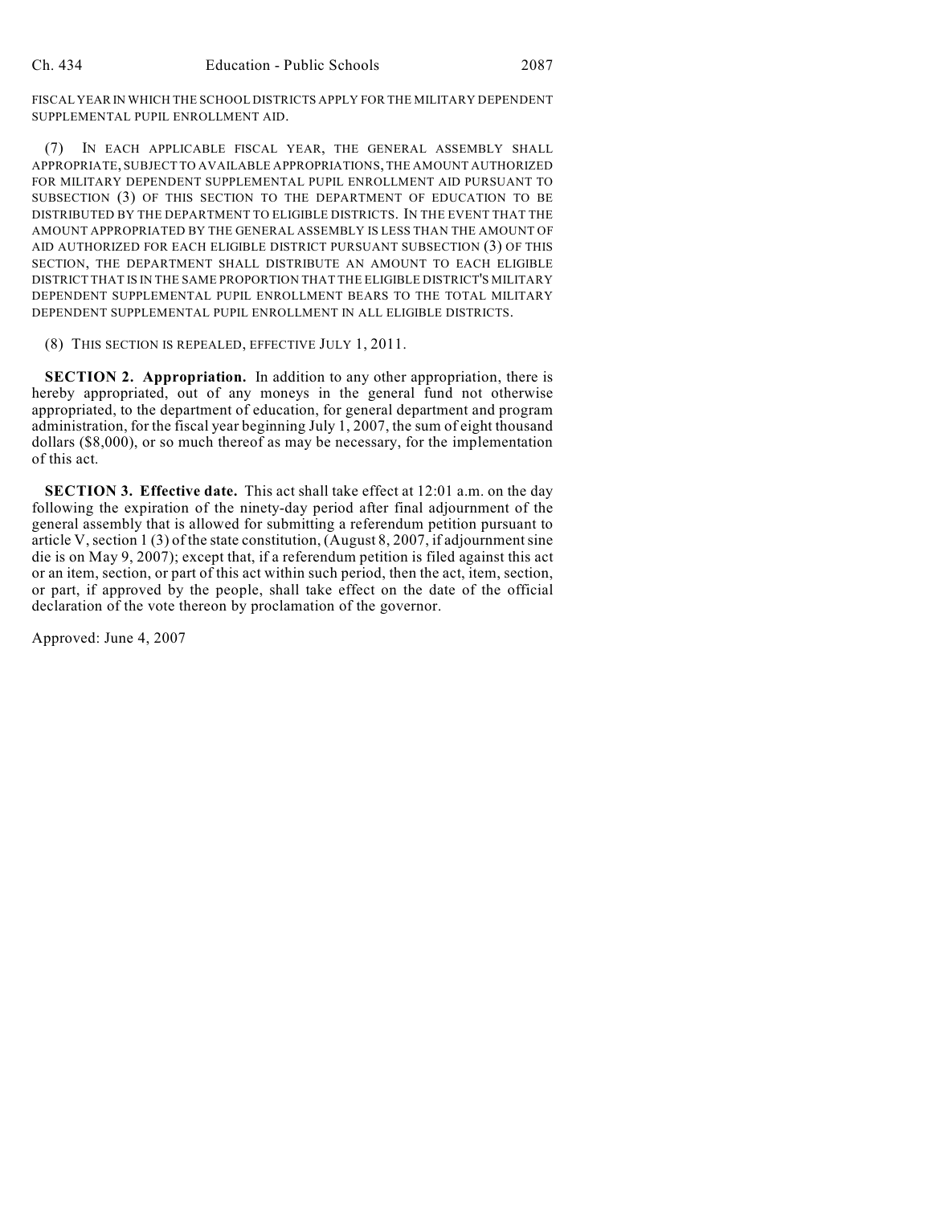FISCAL YEAR IN WHICH THE SCHOOL DISTRICTS APPLY FOR THE MILITARY DEPENDENT SUPPLEMENTAL PUPIL ENROLLMENT AID.

(7) IN EACH APPLICABLE FISCAL YEAR, THE GENERAL ASSEMBLY SHALL APPROPRIATE, SUBJECT TO AVAILABLE APPROPRIATIONS, THE AMOUNT AUTHORIZED FOR MILITARY DEPENDENT SUPPLEMENTAL PUPIL ENROLLMENT AID PURSUANT TO SUBSECTION (3) OF THIS SECTION TO THE DEPARTMENT OF EDUCATION TO BE DISTRIBUTED BY THE DEPARTMENT TO ELIGIBLE DISTRICTS. IN THE EVENT THAT THE AMOUNT APPROPRIATED BY THE GENERAL ASSEMBLY IS LESS THAN THE AMOUNT OF AID AUTHORIZED FOR EACH ELIGIBLE DISTRICT PURSUANT SUBSECTION (3) OF THIS SECTION, THE DEPARTMENT SHALL DISTRIBUTE AN AMOUNT TO EACH ELIGIBLE DISTRICT THAT IS IN THE SAME PROPORTION THAT THE ELIGIBLE DISTRICT'S MILITARY DEPENDENT SUPPLEMENTAL PUPIL ENROLLMENT BEARS TO THE TOTAL MILITARY DEPENDENT SUPPLEMENTAL PUPIL ENROLLMENT IN ALL ELIGIBLE DISTRICTS.

(8) THIS SECTION IS REPEALED, EFFECTIVE JULY 1, 2011.

**SECTION 2. Appropriation.** In addition to any other appropriation, there is hereby appropriated, out of any moneys in the general fund not otherwise appropriated, to the department of education, for general department and program administration, for the fiscal year beginning July 1, 2007, the sum of eight thousand dollars ($8,000), or so much thereof as may be necessary, for the implementation of this act.

**SECTION 3. Effective date.** This act shall take effect at 12:01 a.m. on the day following the expiration of the ninety-day period after final adjournment of the general assembly that is allowed for submitting a referendum petition pursuant to article V, section 1 (3) of the state constitution, (August 8, 2007, if adjournment sine die is on May 9, 2007); except that, if a referendum petition is filed against this act or an item, section, or part of this act within such period, then the act, item, section, or part, if approved by the people, shall take effect on the date of the official declaration of the vote thereon by proclamation of the governor.

Approved: June 4, 2007